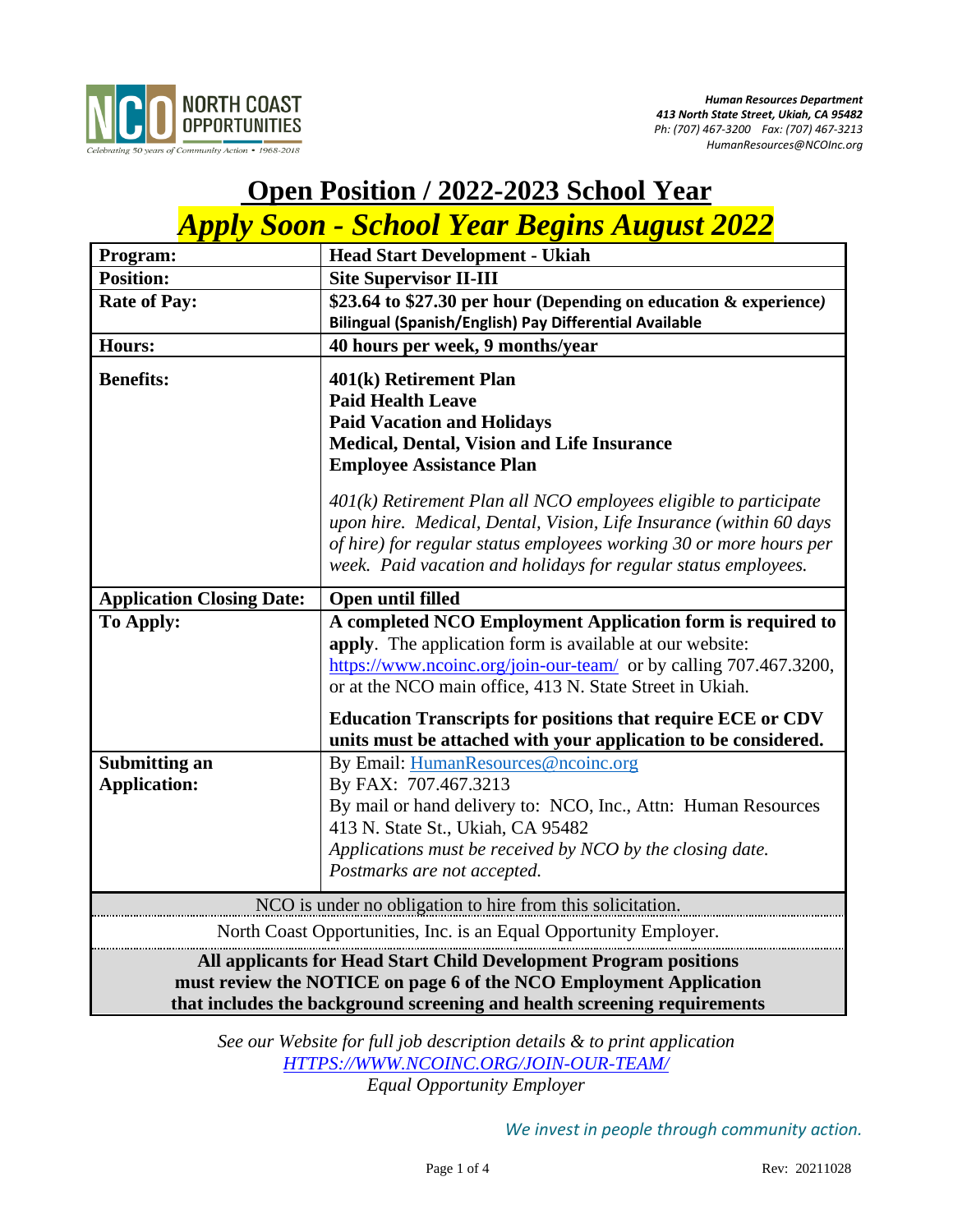NORTH COAST OPPORTUNITIES

*Celebrating 50 years of Community Action • 1968-2018*

***Human Resources Department***
***413 North State Street, Ukiah, CA 95482***
*Ph: (707) 467-3200 Fax: (707) 467-3213*
*HumanResources@NCOInc.org*

# Open Position / 2022-2023 School Year

## *Apply Soon - School Year Begins August 2022*

| | |
|---|---|
| **Program:** | **Head Start Development - Ukiah** |
| **Position:** | **Site Supervisor II-III** |
| **Rate of Pay:** | **$23.64 to $27.30 per hour (Depending on education & experience)** <br> **Bilingual (Spanish/English) Pay Differential Available** |
| **Hours:** | **40 hours per week, 9 months/year** |
| **Benefits:** | **401(k) Retirement Plan** <br> **Paid Health Leave** <br> **Paid Vacation and Holidays** <br> **Medical, Dental, Vision and Life Insurance** <br> **Employee Assistance Plan** <br><br> *401(k) Retirement Plan all NCO employees eligible to participate upon hire. Medical, Dental, Vision, Life Insurance (within 60 days of hire) for regular status employees working 30 or more hours per week. Paid vacation and holidays for regular status employees.* |
| **Application Closing Date:** | **Open until filled** |
| **To Apply:** | **A completed NCO Employment Application form is required to apply**. The application form is available at our website: https://www.ncoinc.org/join-our-team/ or by calling 707.467.3200, or at the NCO main office, 413 N. State Street in Ukiah. <br><br> **Education Transcripts for positions that require ECE or CDV units must be attached with your application to be considered.** |
| **Submitting an Application:** | By Email: HumanResources@ncoinc.org <br> By FAX: 707.467.3213 <br> By mail or hand delivery to: NCO, Inc., Attn: Human Resources 413 N. State St., Ukiah, CA 95482 <br> *Applications must be received by NCO by the closing date. Postmarks are not accepted.* |

NCO is under no obligation to hire from this solicitation.

North Coast Opportunities, Inc. is an Equal Opportunity Employer.

**All applicants for Head Start Child Development Program positions must review the NOTICE on page 6 of the NCO Employment Application that includes the background screening and health screening requirements**

*See our Website for full job description details & to print application*
*HTTPS://WWW.NCOINC.ORG/JOIN-OUR-TEAM/*
*Equal Opportunity Employer*

*We invest in people through community action.*

Rev: 20211028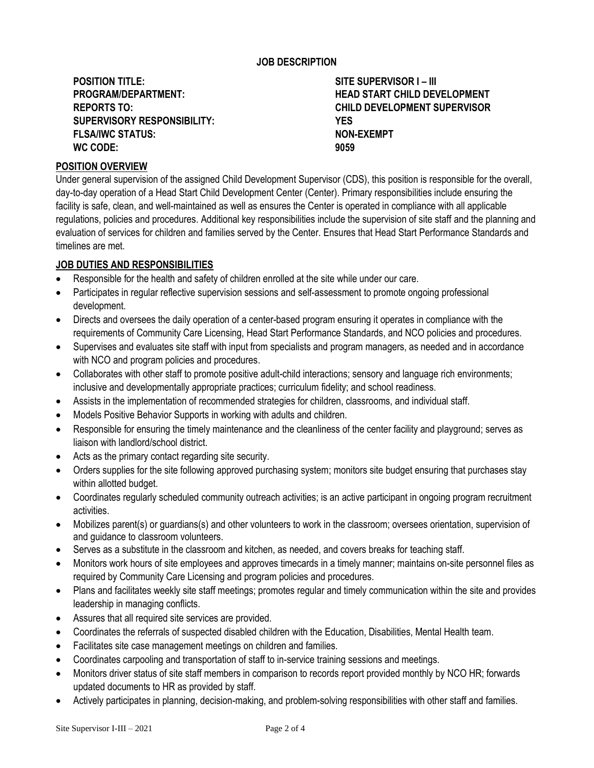**JOB DESCRIPTION**

| | |
|---|---|
| **POSITION TITLE:** | **SITE SUPERVISOR I – III** |
| **PROGRAM/DEPARTMENT:** | **HEAD START CHILD DEVELOPMENT** |
| **REPORTS TO:** | **CHILD DEVELOPMENT SUPERVISOR** |
| **SUPERVISORY RESPONSIBILITY:** | **YES** |
| **FLSA/IWC STATUS:** | **NON-EXEMPT** |
| **WC CODE:** | **9059** |

## POSITION OVERVIEW

Under general supervision of the assigned Child Development Supervisor (CDS), this position is responsible for the overall, day-to-day operation of a Head Start Child Development Center (Center). Primary responsibilities include ensuring the facility is safe, clean, and well-maintained as well as ensures the Center is operated in compliance with all applicable regulations, policies and procedures. Additional key responsibilities include the supervision of site staff and the planning and evaluation of services for children and families served by the Center. Ensures that Head Start Performance Standards and timelines are met.

## JOB DUTIES AND RESPONSIBILITIES

- Responsible for the health and safety of children enrolled at the site while under our care.
- Participates in regular reflective supervision sessions and self-assessment to promote ongoing professional development.
- Directs and oversees the daily operation of a center-based program ensuring it operates in compliance with the requirements of Community Care Licensing, Head Start Performance Standards, and NCO policies and procedures.
- Supervises and evaluates site staff with input from specialists and program managers, as needed and in accordance with NCO and program policies and procedures.
- Collaborates with other staff to promote positive adult-child interactions; sensory and language rich environments; inclusive and developmentally appropriate practices; curriculum fidelity; and school readiness.
- Assists in the implementation of recommended strategies for children, classrooms, and individual staff.
- Models Positive Behavior Supports in working with adults and children.
- Responsible for ensuring the timely maintenance and the cleanliness of the center facility and playground; serves as liaison with landlord/school district.
- Acts as the primary contact regarding site security.
- Orders supplies for the site following approved purchasing system; monitors site budget ensuring that purchases stay within allotted budget.
- Coordinates regularly scheduled community outreach activities; is an active participant in ongoing program recruitment activities.
- Mobilizes parent(s) or guardians(s) and other volunteers to work in the classroom; oversees orientation, supervision of and guidance to classroom volunteers.
- Serves as a substitute in the classroom and kitchen, as needed, and covers breaks for teaching staff.
- Monitors work hours of site employees and approves timecards in a timely manner; maintains on-site personnel files as required by Community Care Licensing and program policies and procedures.
- Plans and facilitates weekly site staff meetings; promotes regular and timely communication within the site and provides leadership in managing conflicts.
- Assures that all required site services are provided.
- Coordinates the referrals of suspected disabled children with the Education, Disabilities, Mental Health team.
- Facilitates site case management meetings on children and families.
- Coordinates carpooling and transportation of staff to in-service training sessions and meetings.
- Monitors driver status of site staff members in comparison to records report provided monthly by NCO HR; forwards updated documents to HR as provided by staff.
- Actively participates in planning, decision-making, and problem-solving responsibilities with other staff and families.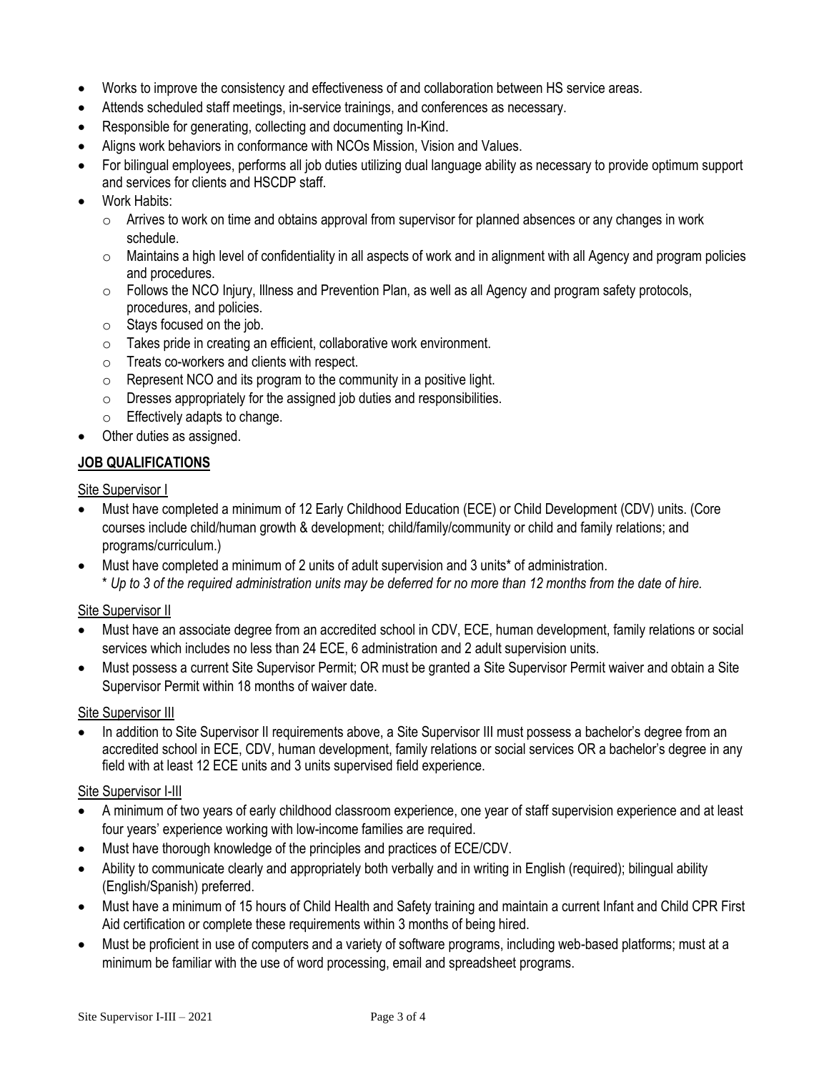- Works to improve the consistency and effectiveness of and collaboration between HS service areas.
- Attends scheduled staff meetings, in-service trainings, and conferences as necessary.
- Responsible for generating, collecting and documenting In-Kind.
- Aligns work behaviors in conformance with NCOs Mission, Vision and Values.
- For bilingual employees, performs all job duties utilizing dual language ability as necessary to provide optimum support and services for clients and HSCDP staff.
- Work Habits:
  - Arrives to work on time and obtains approval from supervisor for planned absences or any changes in work schedule.
  - Maintains a high level of confidentiality in all aspects of work and in alignment with all Agency and program policies and procedures.
  - Follows the NCO Injury, Illness and Prevention Plan, as well as all Agency and program safety protocols, procedures, and policies.
  - Stays focused on the job.
  - Takes pride in creating an efficient, collaborative work environment.
  - Treats co-workers and clients with respect.
  - Represent NCO and its program to the community in a positive light.
  - Dresses appropriately for the assigned job duties and responsibilities.
  - Effectively adapts to change.
- Other duties as assigned.

## JOB QUALIFICATIONS

Site Supervisor I

- Must have completed a minimum of 12 Early Childhood Education (ECE) or Child Development (CDV) units. (Core courses include child/human growth & development; child/family/community or child and family relations; and programs/curriculum.)
- Must have completed a minimum of 2 units of adult supervision and 3 units* of administration.
  *\* Up to 3 of the required administration units may be deferred for no more than 12 months from the date of hire.*

Site Supervisor II

- Must have an associate degree from an accredited school in CDV, ECE, human development, family relations or social services which includes no less than 24 ECE, 6 administration and 2 adult supervision units.
- Must possess a current Site Supervisor Permit; OR must be granted a Site Supervisor Permit waiver and obtain a Site Supervisor Permit within 18 months of waiver date.

Site Supervisor III

- In addition to Site Supervisor II requirements above, a Site Supervisor III must possess a bachelor's degree from an accredited school in ECE, CDV, human development, family relations or social services OR a bachelor's degree in any field with at least 12 ECE units and 3 units supervised field experience.

Site Supervisor I-III

- A minimum of two years of early childhood classroom experience, one year of staff supervision experience and at least four years' experience working with low-income families are required.
- Must have thorough knowledge of the principles and practices of ECE/CDV.
- Ability to communicate clearly and appropriately both verbally and in writing in English (required); bilingual ability (English/Spanish) preferred.
- Must have a minimum of 15 hours of Child Health and Safety training and maintain a current Infant and Child CPR First Aid certification or complete these requirements within 3 months of being hired.
- Must be proficient in use of computers and a variety of software programs, including web-based platforms; must at a minimum be familiar with the use of word processing, email and spreadsheet programs.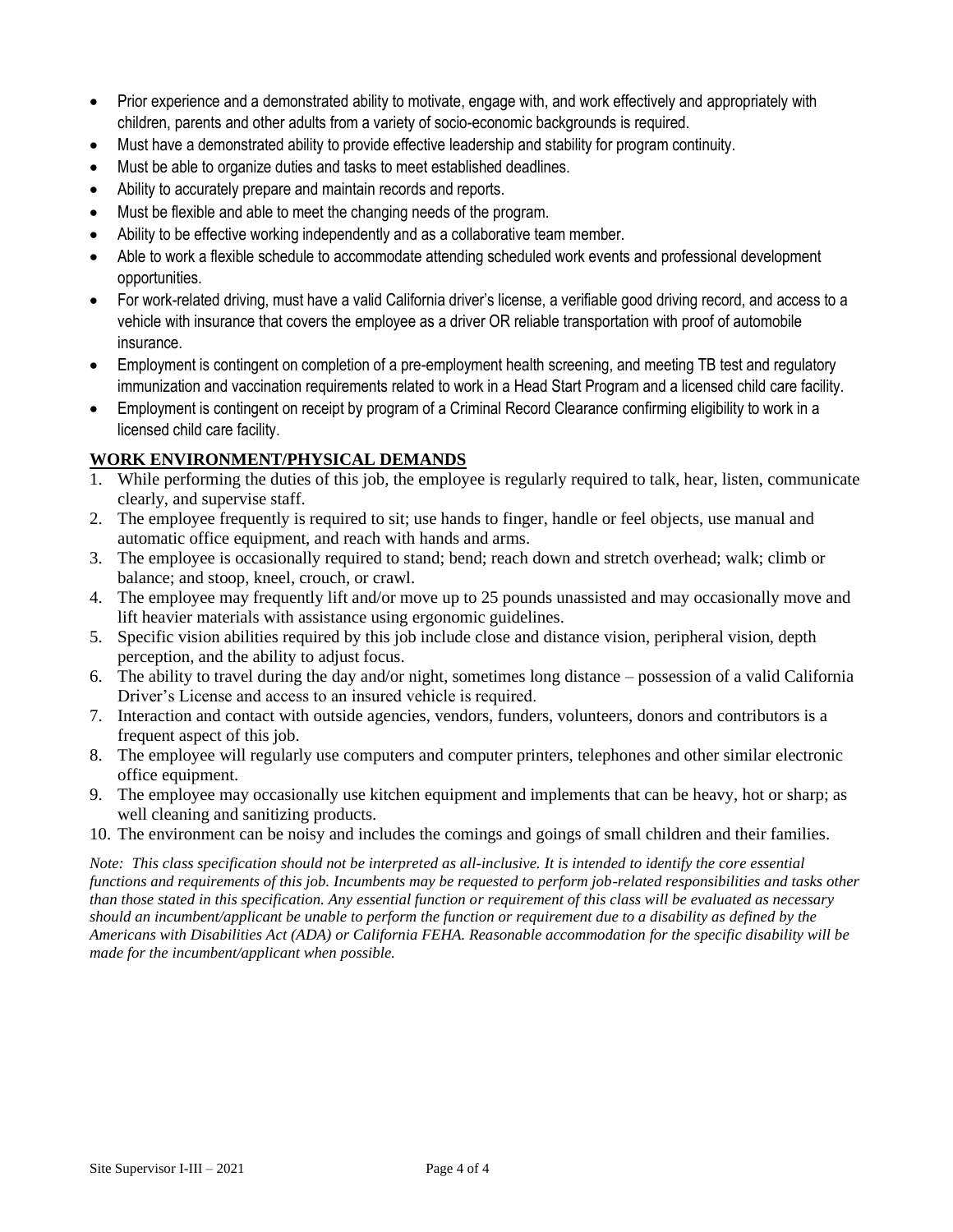- Prior experience and a demonstrated ability to motivate, engage with, and work effectively and appropriately with children, parents and other adults from a variety of socio-economic backgrounds is required.
- Must have a demonstrated ability to provide effective leadership and stability for program continuity.
- Must be able to organize duties and tasks to meet established deadlines.
- Ability to accurately prepare and maintain records and reports.
- Must be flexible and able to meet the changing needs of the program.
- Ability to be effective working independently and as a collaborative team member.
- Able to work a flexible schedule to accommodate attending scheduled work events and professional development opportunities.
- For work-related driving, must have a valid California driver's license, a verifiable good driving record, and access to a vehicle with insurance that covers the employee as a driver OR reliable transportation with proof of automobile insurance.
- Employment is contingent on completion of a pre-employment health screening, and meeting TB test and regulatory immunization and vaccination requirements related to work in a Head Start Program and a licensed child care facility.
- Employment is contingent on receipt by program of a Criminal Record Clearance confirming eligibility to work in a licensed child care facility.

## WORK ENVIRONMENT/PHYSICAL DEMANDS

1. While performing the duties of this job, the employee is regularly required to talk, hear, listen, communicate clearly, and supervise staff.
2. The employee frequently is required to sit; use hands to finger, handle or feel objects, use manual and automatic office equipment, and reach with hands and arms.
3. The employee is occasionally required to stand; bend; reach down and stretch overhead; walk; climb or balance; and stoop, kneel, crouch, or crawl.
4. The employee may frequently lift and/or move up to 25 pounds unassisted and may occasionally move and lift heavier materials with assistance using ergonomic guidelines.
5. Specific vision abilities required by this job include close and distance vision, peripheral vision, depth perception, and the ability to adjust focus.
6. The ability to travel during the day and/or night, sometimes long distance – possession of a valid California Driver's License and access to an insured vehicle is required.
7. Interaction and contact with outside agencies, vendors, funders, volunteers, donors and contributors is a frequent aspect of this job.
8. The employee will regularly use computers and computer printers, telephones and other similar electronic office equipment.
9. The employee may occasionally use kitchen equipment and implements that can be heavy, hot or sharp; as well cleaning and sanitizing products.
10. The environment can be noisy and includes the comings and goings of small children and their families.

*Note: This class specification should not be interpreted as all-inclusive. It is intended to identify the core essential functions and requirements of this job. Incumbents may be requested to perform job-related responsibilities and tasks other than those stated in this specification. Any essential function or requirement of this class will be evaluated as necessary should an incumbent/applicant be unable to perform the function or requirement due to a disability as defined by the Americans with Disabilities Act (ADA) or California FEHA. Reasonable accommodation for the specific disability will be made for the incumbent/applicant when possible.*